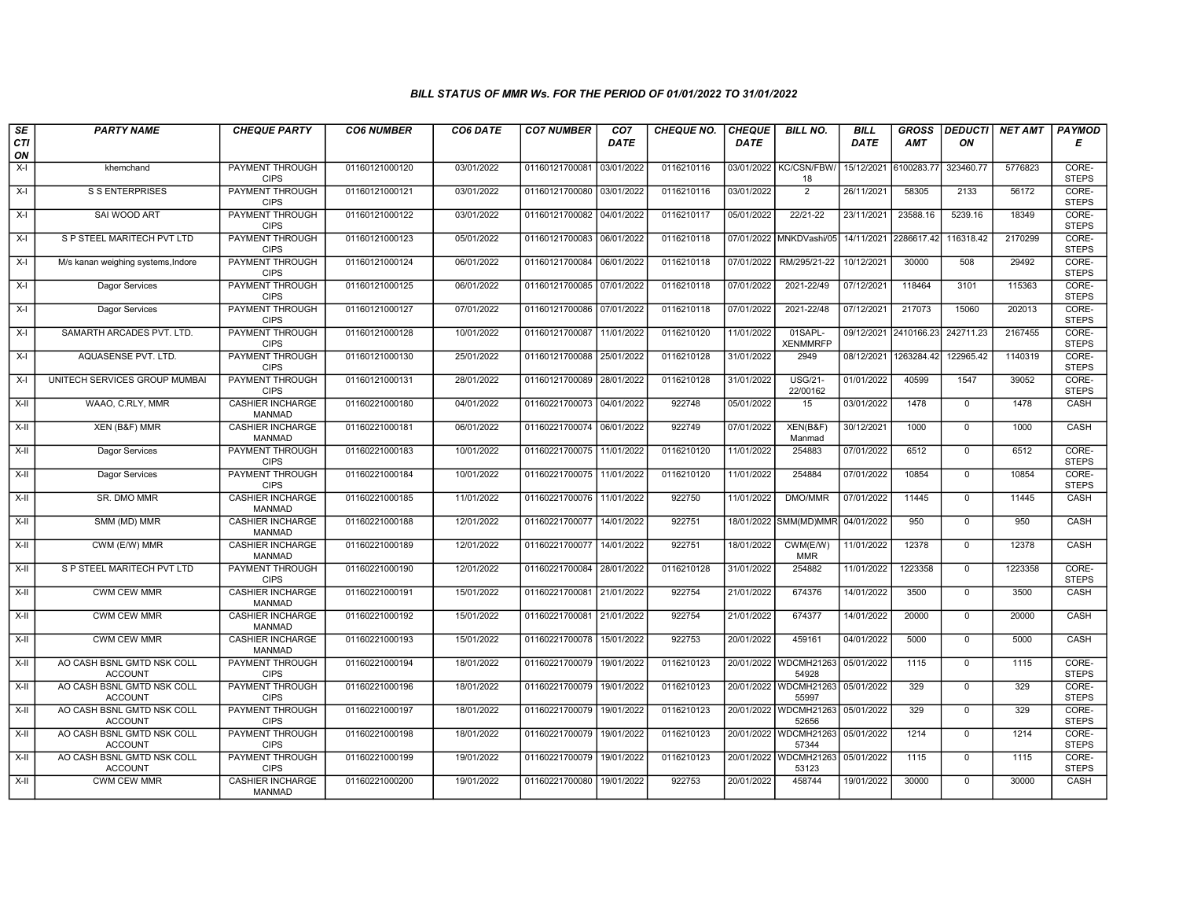### BILL STATUS OF MMR Ws. FOR THE PERIOD OF 01/01/2022 TO 31/01/2022

| SECTION | PARTY NAME | CHEQUE PARTY | CO6 NUMBER | CO6 DATE | CO7 NUMBER | CO7 DATE | CHEQUE NO. | CHEQUE DATE | BILL NO. | BILL DATE | GROSS AMT | DEDUCTION | NET AMT | PAYMODE |
|---|---|---|---|---|---|---|---|---|---|---|---|---|---|---|
| X-I | khemchand | PAYMENT THROUGH CIPS | 01160121000120 | 03/01/2022 | 01160121700081 | 03/01/2022 | 0116210116 | 03/01/2022 | KC/CSN/FBW/18 | 15/12/2021 | 6100283.77 | 323460.77 | 5776823 | CORE-STEPS |
| X-I | S S ENTERPRISES | PAYMENT THROUGH CIPS | 01160121000121 | 03/01/2022 | 01160121700080 | 03/01/2022 | 0116210116 | 03/01/2022 | 2 | 26/11/2021 | 58305 | 2133 | 56172 | CORE-STEPS |
| X-I | SAI WOOD ART | PAYMENT THROUGH CIPS | 01160121000122 | 03/01/2022 | 01160121700082 | 04/01/2022 | 0116210117 | 05/01/2022 | 22/21-22 | 23/11/2021 | 23588.16 | 5239.16 | 18349 | CORE-STEPS |
| X-I | S P STEEL MARITECH PVT LTD | PAYMENT THROUGH CIPS | 01160121000123 | 05/01/2022 | 01160121700083 | 06/01/2022 | 0116210118 | 07/01/2022 | MNKDVashi/05 | 14/11/2021 | 2286617.42 | 116318.42 | 2170299 | CORE-STEPS |
| X-I | M/s kanan weighing systems,Indore | PAYMENT THROUGH CIPS | 01160121000124 | 06/01/2022 | 01160121700084 | 06/01/2022 | 0116210118 | 07/01/2022 | RM/295/21-22 | 10/12/2021 | 30000 | 508 | 29492 | CORE-STEPS |
| X-I | Dagor Services | PAYMENT THROUGH CIPS | 01160121000125 | 06/01/2022 | 01160121700085 | 07/01/2022 | 0116210118 | 07/01/2022 | 2021-22/49 | 07/12/2021 | 118464 | 3101 | 115363 | CORE-STEPS |
| X-I | Dagor Services | PAYMENT THROUGH CIPS | 01160121000127 | 07/01/2022 | 01160121700086 | 07/01/2022 | 0116210118 | 07/01/2022 | 2021-22/48 | 07/12/2021 | 217073 | 15060 | 202013 | CORE-STEPS |
| X-I | SAMARTH ARCADES PVT. LTD. | PAYMENT THROUGH CIPS | 01160121000128 | 10/01/2022 | 01160121700087 | 11/01/2022 | 0116210120 | 11/01/2022 | 01SAPL-XENMMRFP | 09/12/2021 | 2410166.23 | 242711.23 | 2167455 | CORE-STEPS |
| X-I | AQUASENSE PVT. LTD. | PAYMENT THROUGH CIPS | 01160121000130 | 25/01/2022 | 01160121700088 | 25/01/2022 | 0116210128 | 31/01/2022 | 2949 | 08/12/2021 | 1263284.42 | 122965.42 | 1140319 | CORE-STEPS |
| X-I | UNITECH SERVICES GROUP MUMBAI | PAYMENT THROUGH CIPS | 01160121000131 | 28/01/2022 | 01160121700089 | 28/01/2022 | 0116210128 | 31/01/2022 | USG/21-22/00162 | 01/01/2022 | 40599 | 1547 | 39052 | CORE-STEPS |
| X-II | WAAO, C.RLY, MMR | CASHIER INCHARGE MANMAD | 01160221000180 | 04/01/2022 | 01160221700073 | 04/01/2022 | 922748 | 05/01/2022 | 15 | 03/01/2022 | 1478 | 0 | 1478 | CASH |
| X-II | XEN (B&F) MMR | CASHIER INCHARGE MANMAD | 01160221000181 | 06/01/2022 | 01160221700074 | 06/01/2022 | 922749 | 07/01/2022 | XEN(B&F) Manmad | 30/12/2021 | 1000 | 0 | 1000 | CASH |
| X-II | Dagor Services | PAYMENT THROUGH CIPS | 01160221000183 | 10/01/2022 | 01160221700075 | 11/01/2022 | 0116210120 | 11/01/2022 | 254883 | 07/01/2022 | 6512 | 0 | 6512 | CORE-STEPS |
| X-II | Dagor Services | PAYMENT THROUGH CIPS | 01160221000184 | 10/01/2022 | 01160221700075 | 11/01/2022 | 0116210120 | 11/01/2022 | 254884 | 07/01/2022 | 10854 | 0 | 10854 | CORE-STEPS |
| X-II | SR. DMO MMR | CASHIER INCHARGE MANMAD | 01160221000185 | 11/01/2022 | 01160221700076 | 11/01/2022 | 922750 | 11/01/2022 | DMO/MMR | 07/01/2022 | 11445 | 0 | 11445 | CASH |
| X-II | SMM (MD) MMR | CASHIER INCHARGE MANMAD | 01160221000188 | 12/01/2022 | 01160221700077 | 14/01/2022 | 922751 | 18/01/2022 | SMM(MD)MMR | 04/01/2022 | 950 | 0 | 950 | CASH |
| X-II | CWM (E/W) MMR | CASHIER INCHARGE MANMAD | 01160221000189 | 12/01/2022 | 01160221700077 | 14/01/2022 | 922751 | 18/01/2022 | CWM(E/W) MMR | 11/01/2022 | 12378 | 0 | 12378 | CASH |
| X-II | S P STEEL MARITECH PVT LTD | PAYMENT THROUGH CIPS | 01160221000190 | 12/01/2022 | 01160221700084 | 28/01/2022 | 0116210128 | 31/01/2022 | 254882 | 11/01/2022 | 1223358 | 0 | 1223358 | CORE-STEPS |
| X-II | CWM CEW MMR | CASHIER INCHARGE MANMAD | 01160221000191 | 15/01/2022 | 01160221700081 | 21/01/2022 | 922754 | 21/01/2022 | 674376 | 14/01/2022 | 3500 | 0 | 3500 | CASH |
| X-II | CWM CEW MMR | CASHIER INCHARGE MANMAD | 01160221000192 | 15/01/2022 | 01160221700081 | 21/01/2022 | 922754 | 21/01/2022 | 674377 | 14/01/2022 | 20000 | 0 | 20000 | CASH |
| X-II | CWM CEW MMR | CASHIER INCHARGE MANMAD | 01160221000193 | 15/01/2022 | 01160221700078 | 15/01/2022 | 922753 | 20/01/2022 | 459161 | 04/01/2022 | 5000 | 0 | 5000 | CASH |
| X-II | AO CASH BSNL GMTD NSK COLL ACCOUNT | PAYMENT THROUGH CIPS | 01160221000194 | 18/01/2022 | 01160221700079 | 19/01/2022 | 0116210123 | 20/01/2022 | WDCMH2126354928 | 05/01/2022 | 1115 | 0 | 1115 | CORE-STEPS |
| X-II | AO CASH BSNL GMTD NSK COLL ACCOUNT | PAYMENT THROUGH CIPS | 01160221000196 | 18/01/2022 | 01160221700079 | 19/01/2022 | 0116210123 | 20/01/2022 | WDCMH2126355997 | 05/01/2022 | 329 | 0 | 329 | CORE-STEPS |
| X-II | AO CASH BSNL GMTD NSK COLL ACCOUNT | PAYMENT THROUGH CIPS | 01160221000197 | 18/01/2022 | 01160221700079 | 19/01/2022 | 0116210123 | 20/01/2022 | WDCMH2126352656 | 05/01/2022 | 329 | 0 | 329 | CORE-STEPS |
| X-II | AO CASH BSNL GMTD NSK COLL ACCOUNT | PAYMENT THROUGH CIPS | 01160221000198 | 18/01/2022 | 01160221700079 | 19/01/2022 | 0116210123 | 20/01/2022 | WDCMH2126357344 | 05/01/2022 | 1214 | 0 | 1214 | CORE-STEPS |
| X-II | AO CASH BSNL GMTD NSK COLL ACCOUNT | PAYMENT THROUGH CIPS | 01160221000199 | 19/01/2022 | 01160221700079 | 19/01/2022 | 0116210123 | 20/01/2022 | WDCMH2126353123 | 05/01/2022 | 1115 | 0 | 1115 | CORE-STEPS |
| X-II | CWM CEW MMR | CASHIER INCHARGE MANMAD | 01160221000200 | 19/01/2022 | 01160221700080 | 19/01/2022 | 922753 | 20/01/2022 | 458744 | 19/01/2022 | 30000 | 0 | 30000 | CASH |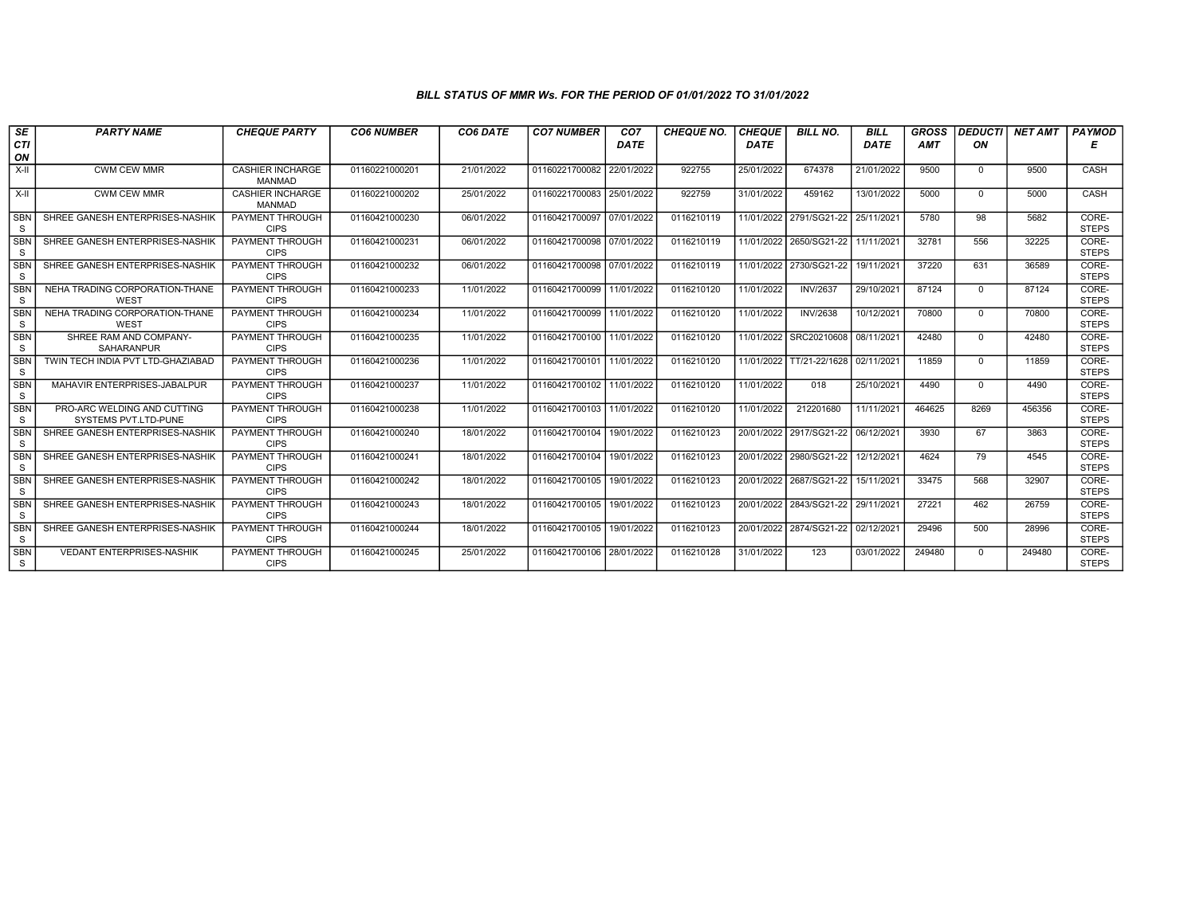### *BILL STATUS OF MMR Ws. FOR THE PERIOD OF 01/01/2022 TO 31/01/2022*

| SECTION | PARTY NAME | CHEQUE PARTY | CO6 NUMBER | CO6 DATE | CO7 NUMBER | CO7 DATE | CHEQUE NO. | CHEQUE DATE | BILL NO. | BILL DATE | GROSS AMT | DEDUCTION | NET AMT | PAYMODE |
|---|---|---|---|---|---|---|---|---|---|---|---|---|---|---|
| X-II | CWM CEW MMR | CASHIER INCHARGE MANMAD | 01160221000201 | 21/01/2022 | 01160221700082 | 22/01/2022 | 922755 | 25/01/2022 | 674378 | 21/01/2022 | 9500 | 0 | 9500 | CASH |
| X-II | CWM CEW MMR | CASHIER INCHARGE MANMAD | 01160221000202 | 25/01/2022 | 01160221700083 | 25/01/2022 | 922759 | 31/01/2022 | 459162 | 13/01/2022 | 5000 | 0 | 5000 | CASH |
| SBNS | SHREE GANESH ENTERPRISES-NASHIK | PAYMENT THROUGH CIPS | 01160421000230 | 06/01/2022 | 01160421700097 | 07/01/2022 | 0116210119 | 11/01/2022 | 2791/SG21-22 | 25/11/2021 | 5780 | 98 | 5682 | CORE-STEPS |
| SBNS | SHREE GANESH ENTERPRISES-NASHIK | PAYMENT THROUGH CIPS | 01160421000231 | 06/01/2022 | 01160421700098 | 07/01/2022 | 0116210119 | 11/01/2022 | 2650/SG21-22 | 11/11/2021 | 32781 | 556 | 32225 | CORE-STEPS |
| SBNS | SHREE GANESH ENTERPRISES-NASHIK | PAYMENT THROUGH CIPS | 01160421000232 | 06/01/2022 | 01160421700098 | 07/01/2022 | 0116210119 | 11/01/2022 | 2730/SG21-22 | 19/11/2021 | 37220 | 631 | 36589 | CORE-STEPS |
| SBNS | NEHA TRADING CORPORATION-THANE WEST | PAYMENT THROUGH CIPS | 01160421000233 | 11/01/2022 | 01160421700099 | 11/01/2022 | 0116210120 | 11/01/2022 | INV/2637 | 29/10/2021 | 87124 | 0 | 87124 | CORE-STEPS |
| SBNS | NEHA TRADING CORPORATION-THANE WEST | PAYMENT THROUGH CIPS | 01160421000234 | 11/01/2022 | 01160421700099 | 11/01/2022 | 0116210120 | 11/01/2022 | INV/2638 | 10/12/2021 | 70800 | 0 | 70800 | CORE-STEPS |
| SBNS | SHREE RAM AND COMPANY-SAHARANPUR | PAYMENT THROUGH CIPS | 01160421000235 | 11/01/2022 | 01160421700100 | 11/01/2022 | 0116210120 | 11/01/2022 | SRC20210608 | 08/11/2021 | 42480 | 0 | 42480 | CORE-STEPS |
| SBNS | TWIN TECH INDIA PVT LTD-GHAZIABAD | PAYMENT THROUGH CIPS | 01160421000236 | 11/01/2022 | 01160421700101 | 11/01/2022 | 0116210120 | 11/01/2022 | TT/21-22/1628 | 02/11/2021 | 11859 | 0 | 11859 | CORE-STEPS |
| SBNS | MAHAVIR ENTERPRISES-JABALPUR | PAYMENT THROUGH CIPS | 01160421000237 | 11/01/2022 | 01160421700102 | 11/01/2022 | 0116210120 | 11/01/2022 | 018 | 25/10/2021 | 4490 | 0 | 4490 | CORE-STEPS |
| SBNS | PRO-ARC WELDING AND CUTTING SYSTEMS PVT.LTD-PUNE | PAYMENT THROUGH CIPS | 01160421000238 | 11/01/2022 | 01160421700103 | 11/01/2022 | 0116210120 | 11/01/2022 | 212201680 | 11/11/2021 | 464625 | 8269 | 456356 | CORE-STEPS |
| SBNS | SHREE GANESH ENTERPRISES-NASHIK | PAYMENT THROUGH CIPS | 01160421000240 | 18/01/2022 | 01160421700104 | 19/01/2022 | 0116210123 | 20/01/2022 | 2917/SG21-22 | 06/12/2021 | 3930 | 67 | 3863 | CORE-STEPS |
| SBNS | SHREE GANESH ENTERPRISES-NASHIK | PAYMENT THROUGH CIPS | 01160421000241 | 18/01/2022 | 01160421700104 | 19/01/2022 | 0116210123 | 20/01/2022 | 2980/SG21-22 | 12/12/2021 | 4624 | 79 | 4545 | CORE-STEPS |
| SBNS | SHREE GANESH ENTERPRISES-NASHIK | PAYMENT THROUGH CIPS | 01160421000242 | 18/01/2022 | 01160421700105 | 19/01/2022 | 0116210123 | 20/01/2022 | 2687/SG21-22 | 15/11/2021 | 33475 | 568 | 32907 | CORE-STEPS |
| SBNS | SHREE GANESH ENTERPRISES-NASHIK | PAYMENT THROUGH CIPS | 01160421000243 | 18/01/2022 | 01160421700105 | 19/01/2022 | 0116210123 | 20/01/2022 | 2843/SG21-22 | 29/11/2021 | 27221 | 462 | 26759 | CORE-STEPS |
| SBNS | SHREE GANESH ENTERPRISES-NASHIK | PAYMENT THROUGH CIPS | 01160421000244 | 18/01/2022 | 01160421700105 | 19/01/2022 | 0116210123 | 20/01/2022 | 2874/SG21-22 | 02/12/2021 | 29496 | 500 | 28996 | CORE-STEPS |
| SBNS | VEDANT ENTERPRISES-NASHIK | PAYMENT THROUGH CIPS | 01160421000245 | 25/01/2022 | 01160421700106 | 28/01/2022 | 0116210128 | 31/01/2022 | 123 | 03/01/2022 | 249480 | 0 | 249480 | CORE-STEPS |